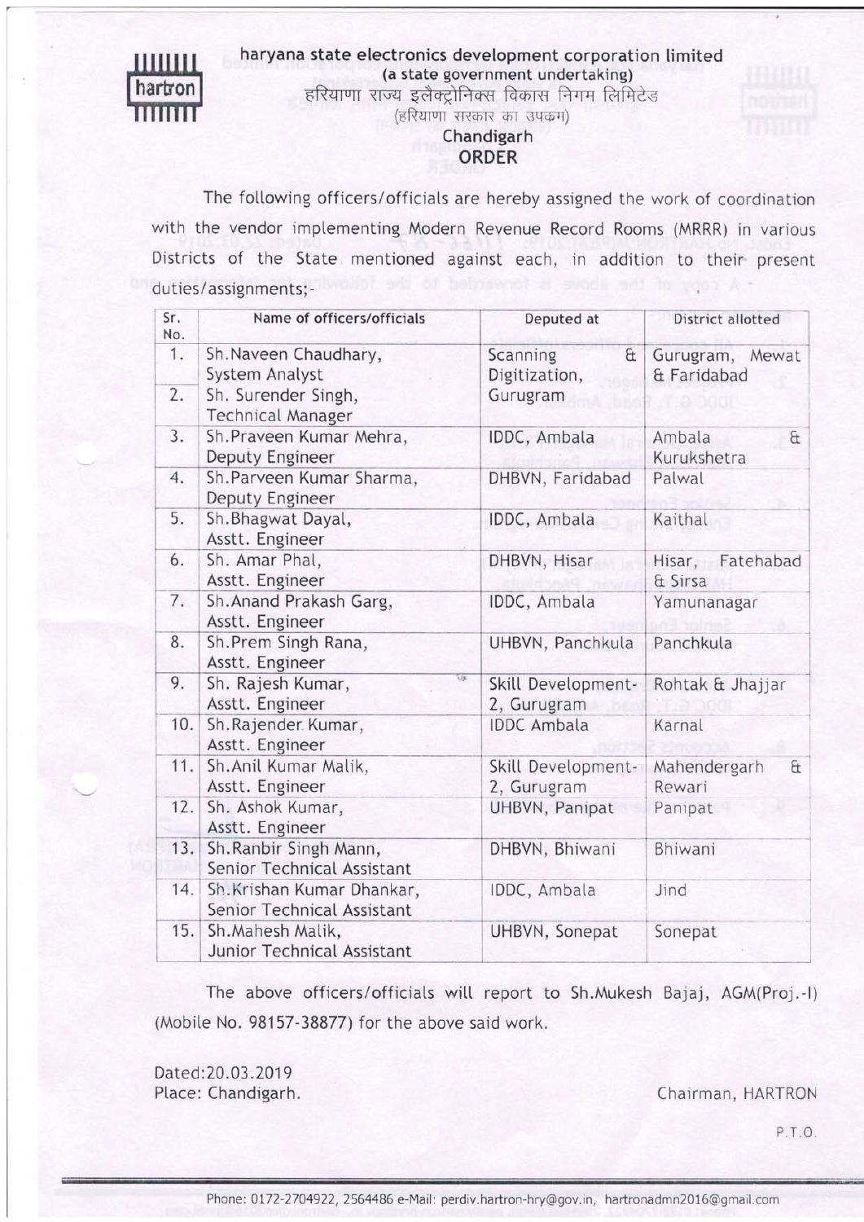haryana state electronics development corporation limited
(a state government undertaking)
हरियाणा राज्य इलैक्ट्रोनिक्स विकास निगम लिमिटेड
(हरियाणा सरकार का उपक्रम)
Chandigarh

# ORDER

The following officers/officials are hereby assigned the work of coordination with the vendor implementing Modern Revenue Record Rooms (MRRR) in various Districts of the State mentioned against each, in addition to their present duties/assignments;-

| Sr. No. | Name of officers/officials | Deputed at | District allotted |
|---|---|---|---|
| 1. | Sh.Naveen Chaudhary, System Analyst | Scanning & Digitization, Gurugram | Gurugram, Mewat & Faridabad |
| 2. | Sh. Surender Singh, Technical Manager | | |
| 3. | Sh.Praveen Kumar Mehra, Deputy Engineer | IDDC, Ambala | Ambala & Kurukshetra |
| 4. | Sh.Parveen Kumar Sharma, Deputy Engineer | DHBVN, Faridabad | Palwal |
| 5. | Sh.Bhagwat Dayal, Asstt. Engineer | IDDC, Ambala | Kaithal |
| 6. | Sh. Amar Phal, Asstt. Engineer | DHBVN, Hisar | Hisar, Fatehabad & Sirsa |
| 7. | Sh.Anand Prakash Garg, Asstt. Engineer | IDDC, Ambala | Yamunanagar |
| 8. | Sh.Prem Singh Rana, Asstt. Engineer | UHBVN, Panchkula | Panchkula |
| 9. | Sh. Rajesh Kumar, Asstt. Engineer | Skill Development-2, Gurugram | Rohtak & Jhajjar |
| 10. | Sh.Rajender Kumar, Asstt. Engineer | IDDC Ambala | Karnal |
| 11. | Sh.Anil Kumar Malik, Asstt. Engineer | Skill Development-2, Gurugram | Mahendergarh & Rewari |
| 12. | Sh. Ashok Kumar, Asstt. Engineer | UHBVN, Panipat | Panipat |
| 13. | Sh.Ranbir Singh Mann, Senior Technical Assistant | DHBVN, Bhiwani | Bhiwani |
| 14. | Sh.Krishan Kumar Dhankar, Senior Technical Assistant | IDDC, Ambala | Jind |
| 15. | Sh.Mahesh Malik, Junior Technical Assistant | UHBVN, Sonepat | Sonepat |

The above officers/officials will report to Sh.Mukesh Bajaj, AGM(Proj.-I) (Mobile No. 98157-38877) for the above said work.

Dated:20.03.2019
Place: Chandigarh.

Chairman, HARTRON

P.T.O.

Phone: 0172-2704922, 2564486 e-Mail: perdiv.hartron-hry@gov.in, hartronadmn2016@gmail.com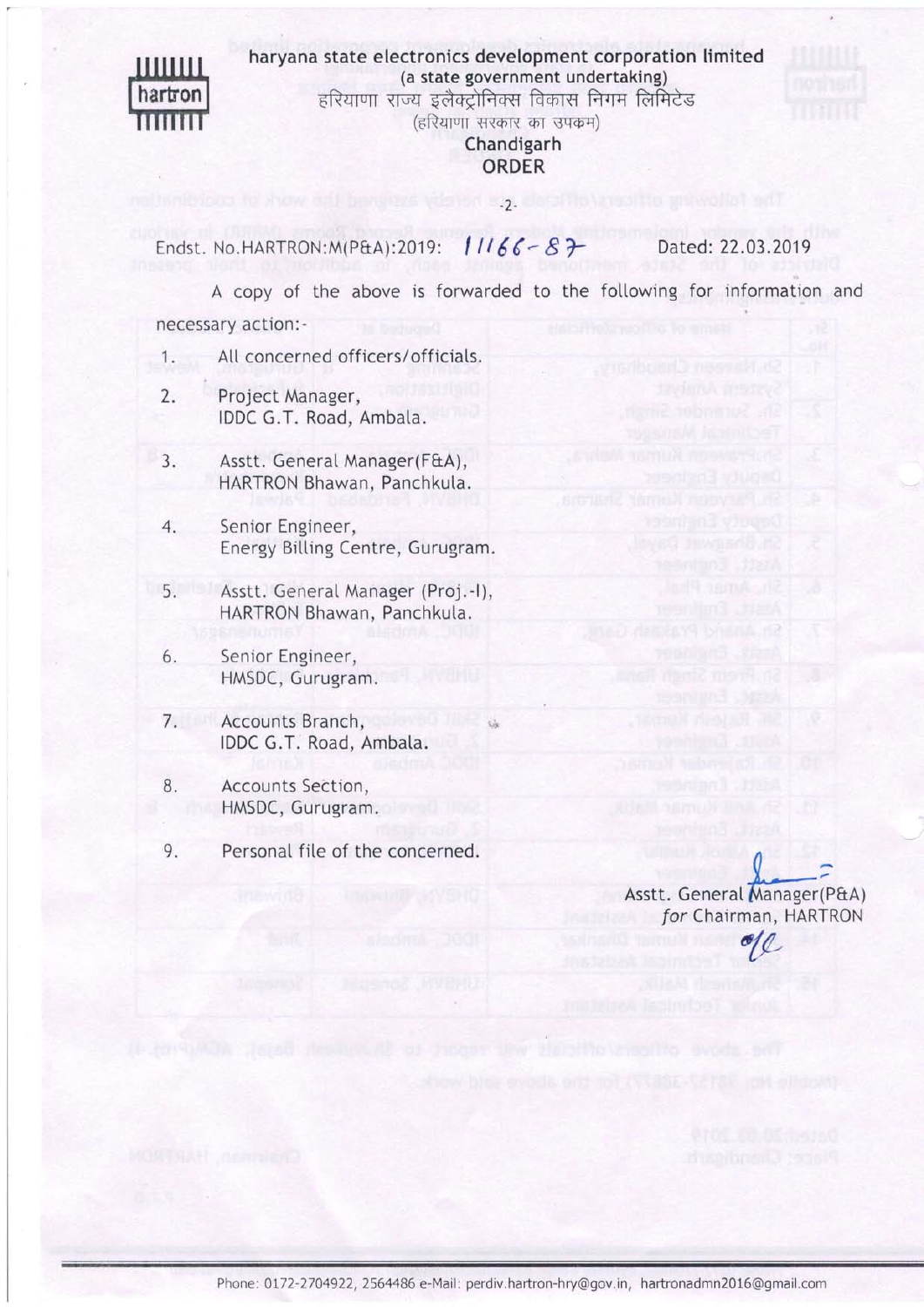haryana state electronics development corporation limited
(a state government undertaking)
हरियाणा राज्य इलैक्ट्रोनिक्स विकास निगम लिमिटेड
(हरियाणा सरकार का उपक्रम)
Chandigarh

# ORDER

-2-

Endst. No.HARTRON:M(P&A):2019: 11166-87 Dated: 22.03.2019

A copy of the above is forwarded to the following for information and necessary action:-

1. All concerned officers/officials.
2. Project Manager,
   IDDC G.T. Road, Ambala.
3. Asstt. General Manager(F&A),
   HARTRON Bhawan, Panchkula.
4. Senior Engineer,
   Energy Billing Centre, Gurugram.
5. Asstt. General Manager (Proj.-I),
   HARTRON Bhawan, Panchkula.
6. Senior Engineer,
   HMSDC, Gurugram.
7. Accounts Branch,
   IDDC G.T. Road, Ambala.
8. Accounts Section,
   HMSDC, Gurugram.
9. Personal file of the concerned.

Asstt. General Manager(P&A)
*for* Chairman, HARTRON

Phone: 0172-2704922, 2564486 e-Mail: perdiv.hartron-hry@gov.in, hartronadmn2016@gmail.com